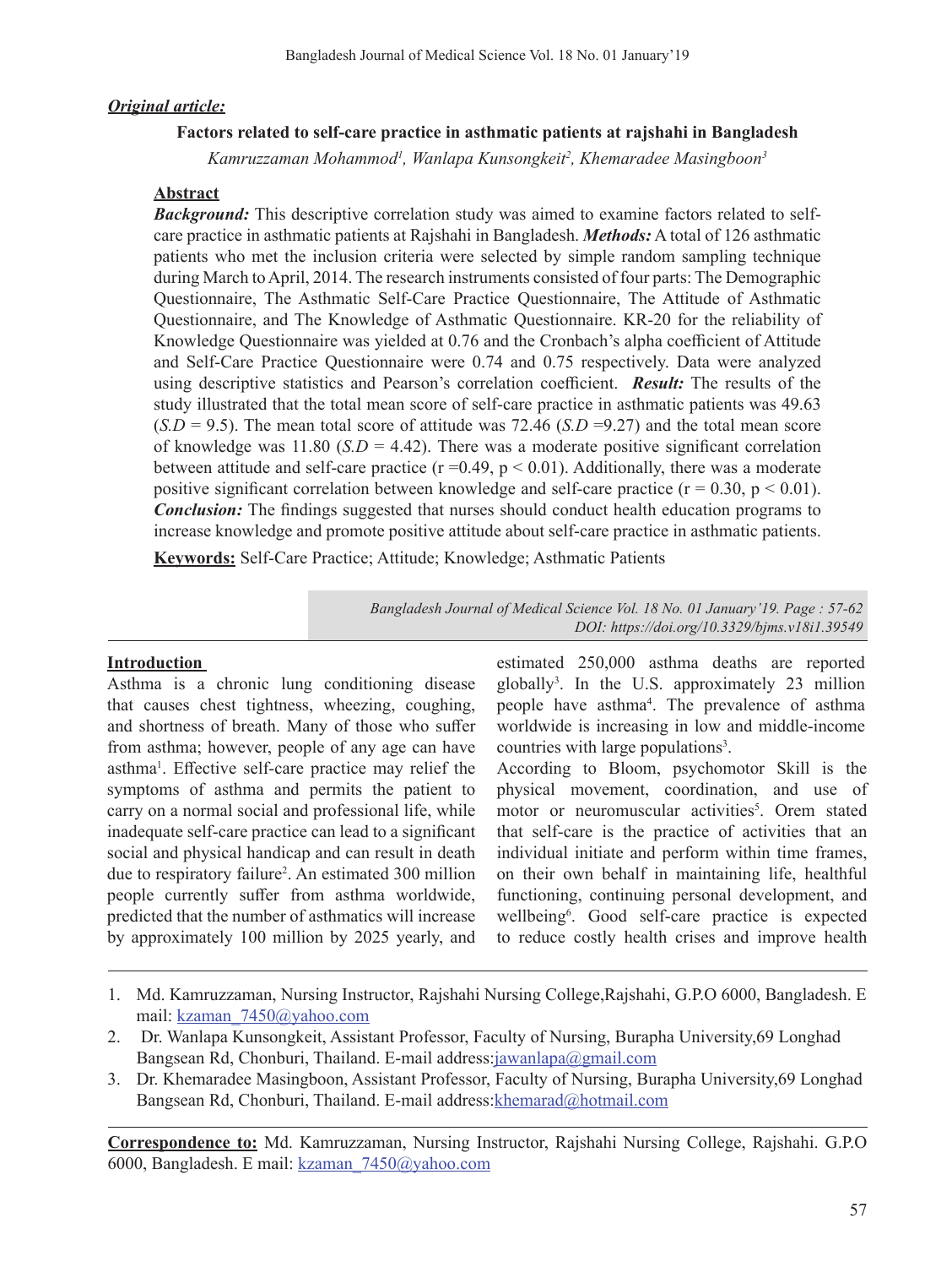***Original article:***

**Factors related to self-care practice in asthmatic patients at rajshahi in Bangladesh**

*Kamruzzaman Mohammod[1], Wanlapa Kunsongkeit[2], Khemaradee Masingboon[3]*

## Abstract

***Background:*** This descriptive correlation study was aimed to examine factors related to self-care practice in asthmatic patients at Rajshahi in Bangladesh. ***Methods:*** A total of 126 asthmatic patients who met the inclusion criteria were selected by simple random sampling technique during March to April, 2014. The research instruments consisted of four parts: The Demographic Questionnaire, The Asthmatic Self-Care Practice Questionnaire, The Attitude of Asthmatic Questionnaire, and The Knowledge of Asthmatic Questionnaire. KR-20 for the reliability of Knowledge Questionnaire was yielded at 0.76 and the Cronbach's alpha coefficient of Attitude and Self-Care Practice Questionnaire were 0.74 and 0.75 respectively. Data were analyzed using descriptive statistics and Pearson's correlation coefficient. ***Result:*** The results of the study illustrated that the total mean score of self-care practice in asthmatic patients was 49.63 (*S.D* = 9.5). The mean total score of attitude was 72.46 (*S.D* =9.27) and the total mean score of knowledge was 11.80 (*S.D* = 4.42). There was a moderate positive significant correlation between attitude and self-care practice ($r = 0.49$, $p < 0.01$). Additionally, there was a moderate positive significant correlation between knowledge and self-care practice ($r = 0.30$, $p < 0.01$). ***Conclusion:*** The findings suggested that nurses should conduct health education programs to increase knowledge and promote positive attitude about self-care practice in asthmatic patients.

**Keywords:** Self-Care Practice; Attitude; Knowledge; Asthmatic Patients

*DOI: https://doi.org/10.3329/bjms.v18i1.39549*

## Introduction

Asthma is a chronic lung conditioning disease that causes chest tightness, wheezing, coughing, and shortness of breath. Many of those who suffer from asthma; however, people of any age can have asthma[1]. Effective self-care practice may relief the symptoms of asthma and permits the patient to carry on a normal social and professional life, while inadequate self-care practice can lead to a significant social and physical handicap and can result in death due to respiratory failure[2]. An estimated 300 million people currently suffer from asthma worldwide, predicted that the number of asthmatics will increase by approximately 100 million by 2025 yearly, and estimated 250,000 asthma deaths are reported globally[3]. In the U.S. approximately 23 million people have asthma[4]. The prevalence of asthma worldwide is increasing in low and middle-income countries with large populations[3].

According to Bloom, psychomotor Skill is the physical movement, coordination, and use of motor or neuromuscular activities[5]. Orem stated that self-care is the practice of activities that an individual initiate and perform within time frames, on their own behalf in maintaining life, healthful functioning, continuing personal development, and wellbeing[6]. Good self-care practice is expected to reduce costly health crises and improve health

1. Md. Kamruzzaman, Nursing Instructor, Rajshahi Nursing College,Rajshahi, G.P.O 6000, Bangladesh. E mail: kzaman_7450@yahoo.com
2. Dr. Wanlapa Kunsongkeit, Assistant Professor, Faculty of Nursing, Burapha University,69 Longhad Bangsean Rd, Chonburi, Thailand. E-mail address:jawanlapa@gmail.com
3. Dr. Khemaradee Masingboon, Assistant Professor, Faculty of Nursing, Burapha University,69 Longhad Bangsean Rd, Chonburi, Thailand. E-mail address:khemarad@hotmail.com

**Correspondence to:** Md. Kamruzzaman, Nursing Instructor, Rajshahi Nursing College, Rajshahi. G.P.O 6000, Bangladesh. E mail: kzaman_7450@yahoo.com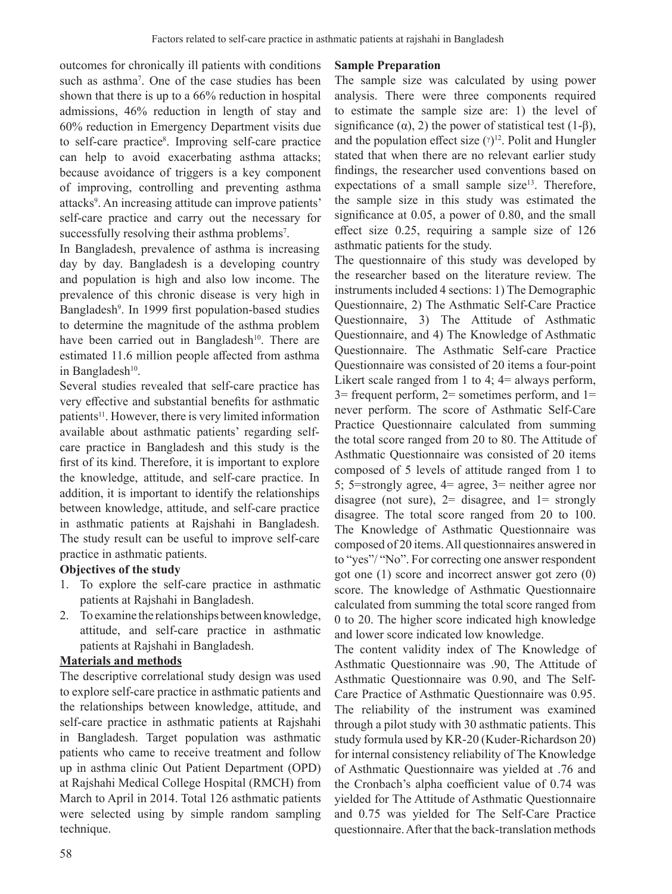outcomes for chronically ill patients with conditions such as asthma[7]. One of the case studies has been shown that there is up to a 66% reduction in hospital admissions, 46% reduction in length of stay and 60% reduction in Emergency Department visits due to self-care practice[8]. Improving self-care practice can help to avoid exacerbating asthma attacks; because avoidance of triggers is a key component of improving, controlling and preventing asthma attacks[9]. An increasing attitude can improve patients' self-care practice and carry out the necessary for successfully resolving their asthma problems[7].

In Bangladesh, prevalence of asthma is increasing day by day. Bangladesh is a developing country and population is high and also low income. The prevalence of this chronic disease is very high in Bangladesh[9]. In 1999 first population-based studies to determine the magnitude of the asthma problem have been carried out in Bangladesh[10]. There are estimated 11.6 million people affected from asthma in Bangladesh[10].

Several studies revealed that self-care practice has very effective and substantial benefits for asthmatic patients[11]. However, there is very limited information available about asthmatic patients' regarding self-care practice in Bangladesh and this study is the first of its kind. Therefore, it is important to explore the knowledge, attitude, and self-care practice. In addition, it is important to identify the relationships between knowledge, attitude, and self-care practice in asthmatic patients at Rajshahi in Bangladesh. The study result can be useful to improve self-care practice in asthmatic patients.

**Objectives of the study**

1. To explore the self-care practice in asthmatic patients at Rajshahi in Bangladesh.
2. To examine the relationships between knowledge, attitude, and self-care practice in asthmatic patients at Rajshahi in Bangladesh.

**Materials and methods**

The descriptive correlational study design was used to explore self-care practice in asthmatic patients and the relationships between knowledge, attitude, and self-care practice in asthmatic patients at Rajshahi in Bangladesh. Target population was asthmatic patients who came to receive treatment and follow up in asthma clinic Out Patient Department (OPD) at Rajshahi Medical College Hospital (RMCH) from March to April in 2014. Total 126 asthmatic patients were selected using by simple random sampling technique.

**Sample Preparation**

The sample size was calculated by using power analysis. There were three components required to estimate the sample size are: 1) the level of significance ($\alpha$), 2) the power of statistical test ($1-\beta$), and the population effect size ($\gamma$)[12]. Polit and Hungler stated that when there are no relevant earlier study findings, the researcher used conventions based on expectations of a small sample size[13]. Therefore, the sample size in this study was estimated the significance at 0.05, a power of 0.80, and the small effect size 0.25, requiring a sample size of 126 asthmatic patients for the study.

The questionnaire of this study was developed by the researcher based on the literature review. The instruments included 4 sections: 1) The Demographic Questionnaire, 2) The Asthmatic Self-Care Practice Questionnaire, 3) The Attitude of Asthmatic Questionnaire, and 4) The Knowledge of Asthmatic Questionnaire. The Asthmatic Self-care Practice Questionnaire was consisted of 20 items a four-point Likert scale ranged from 1 to 4; 4= always perform, 3= frequent perform, 2= sometimes perform, and 1= never perform. The score of Asthmatic Self-Care Practice Questionnaire calculated from summing the total score ranged from 20 to 80. The Attitude of Asthmatic Questionnaire was consisted of 20 items composed of 5 levels of attitude ranged from 1 to 5; 5=strongly agree, 4= agree, 3= neither agree nor disagree (not sure), 2= disagree, and 1= strongly disagree. The total score ranged from 20 to 100. The Knowledge of Asthmatic Questionnaire was composed of 20 items. All questionnaires answered in to "yes"/ "No". For correcting one answer respondent got one (1) score and incorrect answer got zero (0) score. The knowledge of Asthmatic Questionnaire calculated from summing the total score ranged from 0 to 20. The higher score indicated high knowledge and lower score indicated low knowledge.

The content validity index of The Knowledge of Asthmatic Questionnaire was .90, The Attitude of Asthmatic Questionnaire was 0.90, and The Self-Care Practice of Asthmatic Questionnaire was 0.95. The reliability of the instrument was examined through a pilot study with 30 asthmatic patients. This study formula used by KR-20 (Kuder-Richardson 20) for internal consistency reliability of The Knowledge of Asthmatic Questionnaire was yielded at .76 and the Cronbach's alpha coefficient value of 0.74 was yielded for The Attitude of Asthmatic Questionnaire and 0.75 was yielded for The Self-Care Practice questionnaire. After that the back-translation methods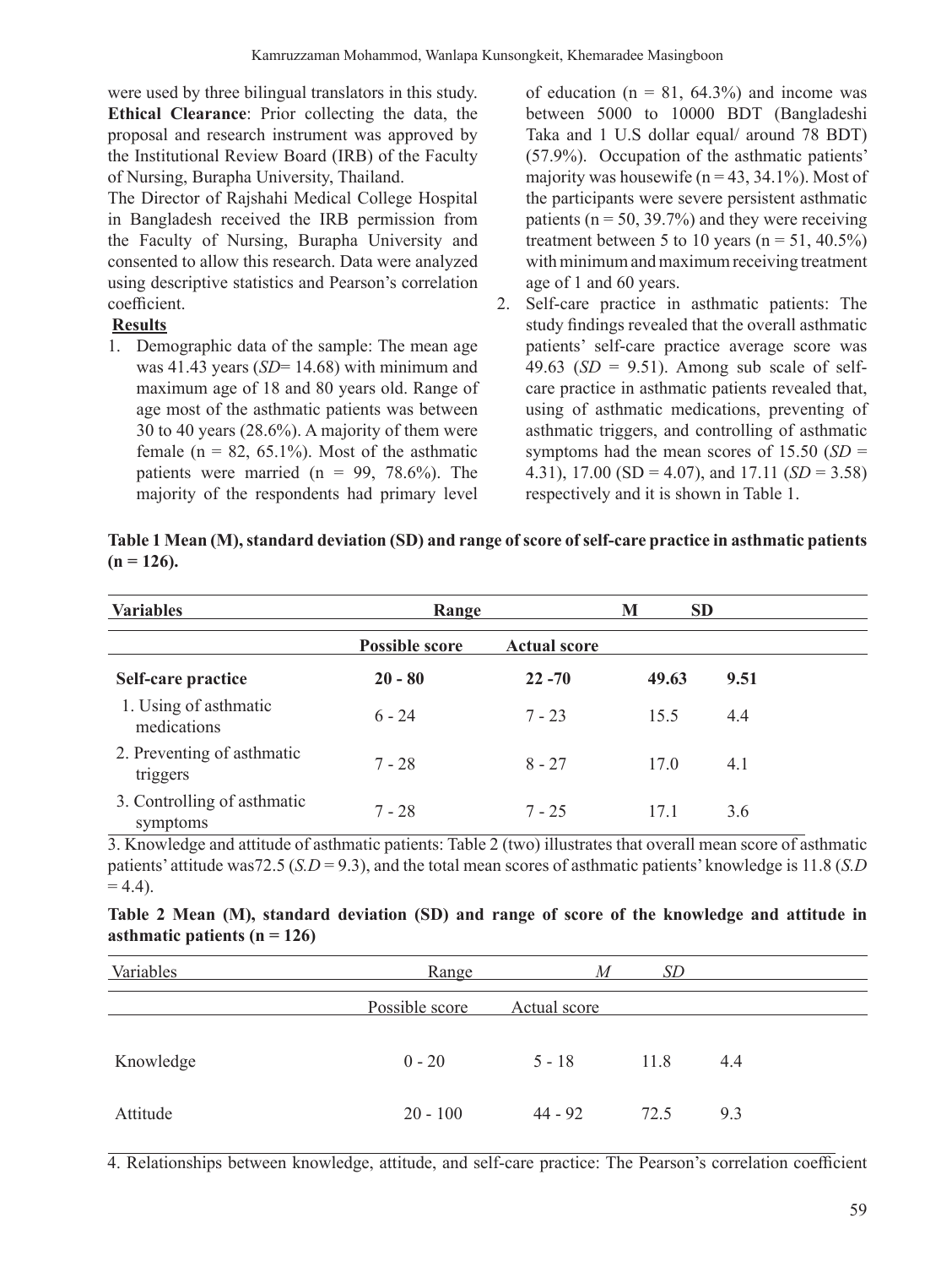were used by three bilingual translators in this study. **Ethical Clearance**: Prior collecting the data, the proposal and research instrument was approved by the Institutional Review Board (IRB) of the Faculty of Nursing, Burapha University, Thailand.

The Director of Rajshahi Medical College Hospital in Bangladesh received the IRB permission from the Faculty of Nursing, Burapha University and consented to allow this research. Data were analyzed using descriptive statistics and Pearson's correlation coefficient.

**Results**

1. Demographic data of the sample: The mean age was 41.43 years (*SD*= 14.68) with minimum and maximum age of 18 and 80 years old. Range of age most of the asthmatic patients was between 30 to 40 years (28.6%). A majority of them were female (n = 82, 65.1%). Most of the asthmatic patients were married (n = 99, 78.6%). The majority of the respondents had primary level of education (n = 81, 64.3%) and income was between 5000 to 10000 BDT (Bangladeshi Taka and 1 U.S dollar equal/ around 78 BDT) (57.9%). Occupation of the asthmatic patients' majority was housewife (n = 43, 34.1%). Most of the participants were severe persistent asthmatic patients (n = 50, 39.7%) and they were receiving treatment between 5 to 10 years (n = 51, 40.5%) with minimum and maximum receiving treatment age of 1 and 60 years.
2. Self-care practice in asthmatic patients: The study findings revealed that the overall asthmatic patients' self-care practice average score was 49.63 (*SD* = 9.51). Among sub scale of self-care practice in asthmatic patients revealed that, using of asthmatic medications, preventing of asthmatic triggers, and controlling of asthmatic symptoms had the mean scores of 15.50 (*SD* = 4.31), 17.00 (SD = 4.07), and 17.11 (*SD* = 3.58) respectively and it is shown in Table 1.

**Table 1 Mean (M), standard deviation (SD) and range of score of self-care practice in asthmatic patients (n = 126).**

| Variables | Range | | M | SD |
|---|---|---|---|---|
| | Possible score | Actual score | | |
| **Self-care practice** | **20 - 80** | **22 -70** | **49.63** | **9.51** |
| 1. Using of asthmatic medications | 6 - 24 | 7 - 23 | 15.5 | 4.4 |
| 2. Preventing of asthmatic triggers | 7 - 28 | 8 - 27 | 17.0 | 4.1 |
| 3. Controlling of asthmatic symptoms | 7 - 28 | 7 - 25 | 17.1 | 3.6 |

3. Knowledge and attitude of asthmatic patients: Table 2 (two) illustrates that overall mean score of asthmatic patients' attitude was72.5 (*S.D* = 9.3), and the total mean scores of asthmatic patients' knowledge is 11.8 (*S.D* = 4.4).

**Table 2 Mean (M), standard deviation (SD) and range of score of the knowledge and attitude in asthmatic patients (n = 126)**

| Variables | Range | | *M* | *SD* |
|---|---|---|---|---|
| | Possible score | Actual score | | |
| Knowledge | 0 - 20 | 5 - 18 | 11.8 | 4.4 |
| Attitude | 20 - 100 | 44 - 92 | 72.5 | 9.3 |

4. Relationships between knowledge, attitude, and self-care practice: The Pearson's correlation coefficient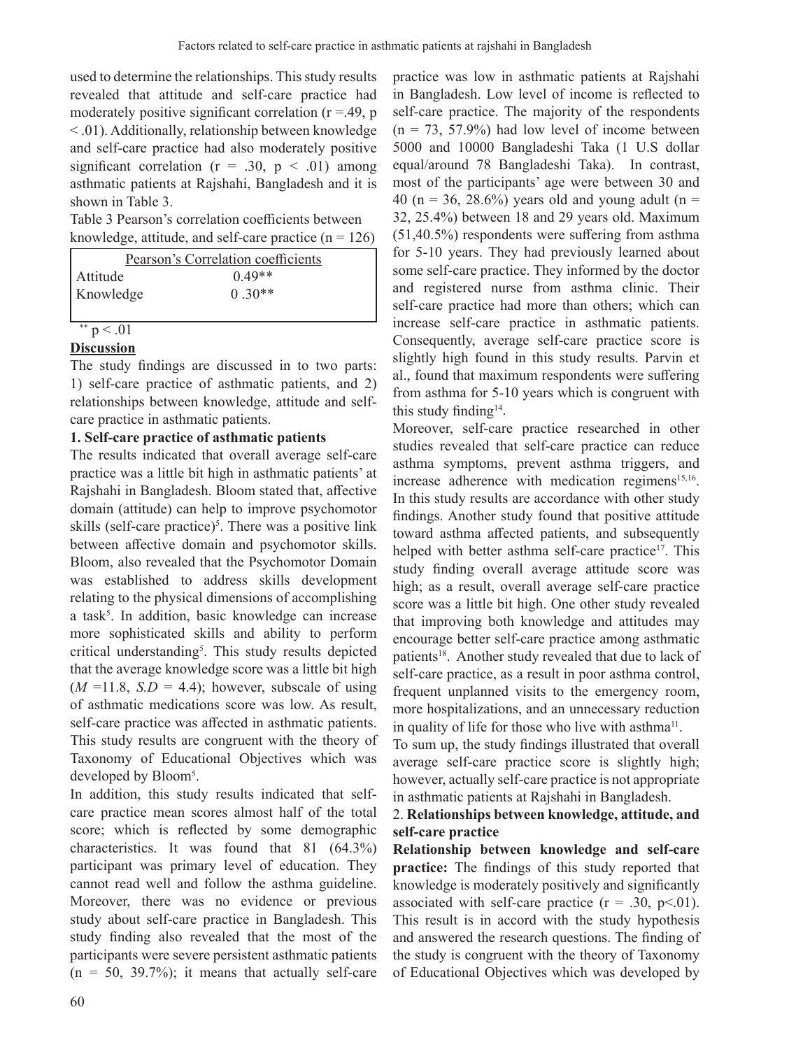used to determine the relationships. This study results revealed that attitude and self-care practice had moderately positive significant correlation ($r = .49$, $p < .01$). Additionally, relationship between knowledge and self-care practice had also moderately positive significant correlation ($r = .30$, $p < .01$) among asthmatic patients at Rajshahi, Bangladesh and it is shown in Table 3.

Table 3 Pearson's correlation coefficients between knowledge, attitude, and self-care practice (n = 126)

| Pearson's Correlation coefficients | |
|---|---|
| Attitude | 0.49** |
| Knowledge | 0 .30** |

** $p < .01$

## Discussion

The study findings are discussed in to two parts: 1) self-care practice of asthmatic patients, and 2) relationships between knowledge, attitude and self-care practice in asthmatic patients.

### 1. Self-care practice of asthmatic patients

The results indicated that overall average self-care practice was a little bit high in asthmatic patients' at Rajshahi in Bangladesh. Bloom stated that, affective domain (attitude) can help to improve psychomotor skills (self-care practice)[5]. There was a positive link between affective domain and psychomotor skills. Bloom, also revealed that the Psychomotor Domain was established to address skills development relating to the physical dimensions of accomplishing a task[5]. In addition, basic knowledge can increase more sophisticated skills and ability to perform critical understanding[5]. This study results depicted that the average knowledge score was a little bit high ($M = 11.8$, $S.D = 4.4$); however, subscale of using of asthmatic medications score was low. As result, self-care practice was affected in asthmatic patients. This study results are congruent with the theory of Taxonomy of Educational Objectives which was developed by Bloom[5].

In addition, this study results indicated that self-care practice mean scores almost half of the total score; which is reflected by some demographic characteristics. It was found that 81 (64.3%) participant was primary level of education. They cannot read well and follow the asthma guideline. Moreover, there was no evidence or previous study about self-care practice in Bangladesh. This study finding also revealed that the most of the participants were severe persistent asthmatic patients (n = 50, 39.7%); it means that actually self-care practice was low in asthmatic patients at Rajshahi in Bangladesh. Low level of income is reflected to self-care practice. The majority of the respondents (n = 73, 57.9%) had low level of income between 5000 and 10000 Bangladeshi Taka (1 U.S dollar equal/around 78 Bangladeshi Taka). In contrast, most of the participants' age were between 30 and 40 (n = 36, 28.6%) years old and young adult (n = 32, 25.4%) between 18 and 29 years old. Maximum (51,40.5%) respondents were suffering from asthma for 5-10 years. They had previously learned about some self-care practice. They informed by the doctor and registered nurse from asthma clinic. Their self-care practice had more than others; which can increase self-care practice in asthmatic patients. Consequently, average self-care practice score is slightly high found in this study results. Parvin et al., found that maximum respondents were suffering from asthma for 5-10 years which is congruent with this study finding[14].

Moreover, self-care practice researched in other studies revealed that self-care practice can reduce asthma symptoms, prevent asthma triggers, and increase adherence with medication regimens[15,16]. In this study results are accordance with other study findings. Another study found that positive attitude toward asthma affected patients, and subsequently helped with better asthma self-care practice[17]. This study finding overall average attitude score was high; as a result, overall average self-care practice score was a little bit high. One other study revealed that improving both knowledge and attitudes may encourage better self-care practice among asthmatic patients[18]. Another study revealed that due to lack of self-care practice, as a result in poor asthma control, frequent unplanned visits to the emergency room, more hospitalizations, and an unnecessary reduction in quality of life for those who live with asthma[11].

To sum up, the study findings illustrated that overall average self-care practice score is slightly high; however, actually self-care practice is not appropriate in asthmatic patients at Rajshahi in Bangladesh.

### 2. Relationships between knowledge, attitude, and self-care practice

**Relationship between knowledge and self-care practice:** The findings of this study reported that knowledge is moderately positively and significantly associated with self-care practice ($r = .30$, $p < .01$). This result is in accord with the study hypothesis and answered the research questions. The finding of the study is congruent with the theory of Taxonomy of Educational Objectives which was developed by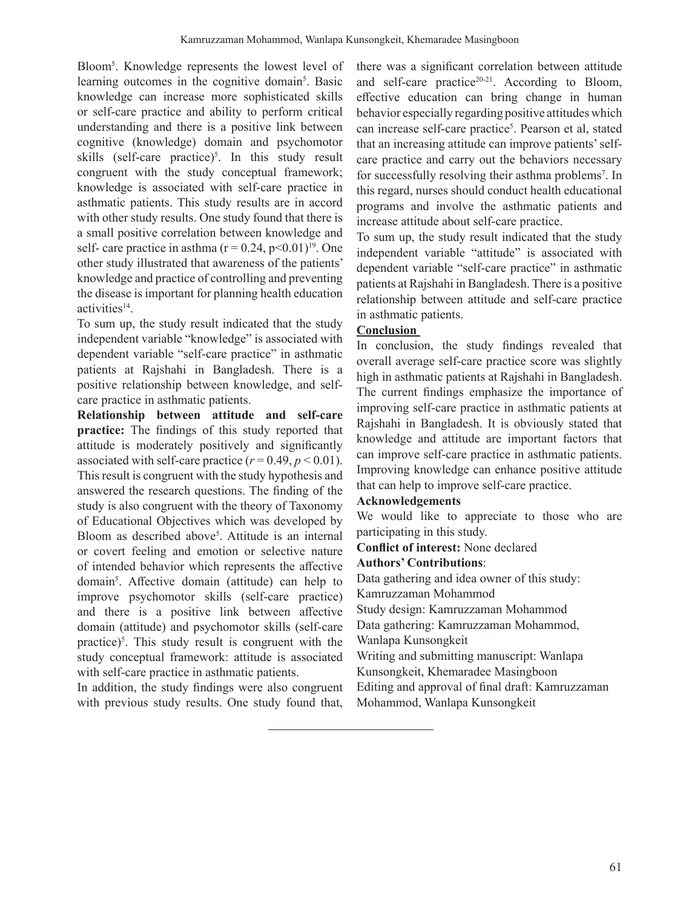Bloom[5]. Knowledge represents the lowest level of learning outcomes in the cognitive domain[5]. Basic knowledge can increase more sophisticated skills or self-care practice and ability to perform critical understanding and there is a positive link between cognitive (knowledge) domain and psychomotor skills (self-care practice)[5]. In this study result congruent with the study conceptual framework; knowledge is associated with self-care practice in asthmatic patients. This study results are in accord with other study results. One study found that there is a small positive correlation between knowledge and self- care practice in asthma ($r = 0.24$, $p<0.01$)[19]. One other study illustrated that awareness of the patients' knowledge and practice of controlling and preventing the disease is important for planning health education activities[14].

To sum up, the study result indicated that the study independent variable "knowledge" is associated with dependent variable "self-care practice" in asthmatic patients at Rajshahi in Bangladesh. There is a positive relationship between knowledge, and self-care practice in asthmatic patients.

**Relationship between attitude and self-care practice:** The findings of this study reported that attitude is moderately positively and significantly associated with self-care practice ($r = 0.49$, $p < 0.01$). This result is congruent with the study hypothesis and answered the research questions. The finding of the study is also congruent with the theory of Taxonomy of Educational Objectives which was developed by Bloom as described above[5]. Attitude is an internal or covert feeling and emotion or selective nature of intended behavior which represents the affective domain[5]. Affective domain (attitude) can help to improve psychomotor skills (self-care practice) and there is a positive link between affective domain (attitude) and psychomotor skills (self-care practice)[5]. This study result is congruent with the study conceptual framework: attitude is associated with self-care practice in asthmatic patients.

In addition, the study findings were also congruent with previous study results. One study found that, there was a significant correlation between attitude and self-care practice[20-21]. According to Bloom, effective education can bring change in human behavior especially regarding positive attitudes which can increase self-care practice[5]. Pearson et al, stated that an increasing attitude can improve patients' self-care practice and carry out the behaviors necessary for successfully resolving their asthma problems[7]. In this regard, nurses should conduct health educational programs and involve the asthmatic patients and increase attitude about self-care practice.

To sum up, the study result indicated that the study independent variable "attitude" is associated with dependent variable "self-care practice" in asthmatic patients at Rajshahi in Bangladesh. There is a positive relationship between attitude and self-care practice in asthmatic patients.

## Conclusion

In conclusion, the study findings revealed that overall average self-care practice score was slightly high in asthmatic patients at Rajshahi in Bangladesh. The current findings emphasize the importance of improving self-care practice in asthmatic patients at Rajshahi in Bangladesh. It is obviously stated that knowledge and attitude are important factors that can improve self-care practice in asthmatic patients. Improving knowledge can enhance positive attitude that can help to improve self-care practice.

**Acknowledgements**

We would like to appreciate to those who are participating in this study.

**Conflict of interest:** None declared

**Authors' Contributions**:

Data gathering and idea owner of this study: Kamruzzaman Mohammod

Study design: Kamruzzaman Mohammod

Data gathering: Kamruzzaman Mohammod, Wanlapa Kunsongkeit

Writing and submitting manuscript: Wanlapa Kunsongkeit, Khemaradee Masingboon

Editing and approval of final draft: Kamruzzaman Mohammod, Wanlapa Kunsongkeit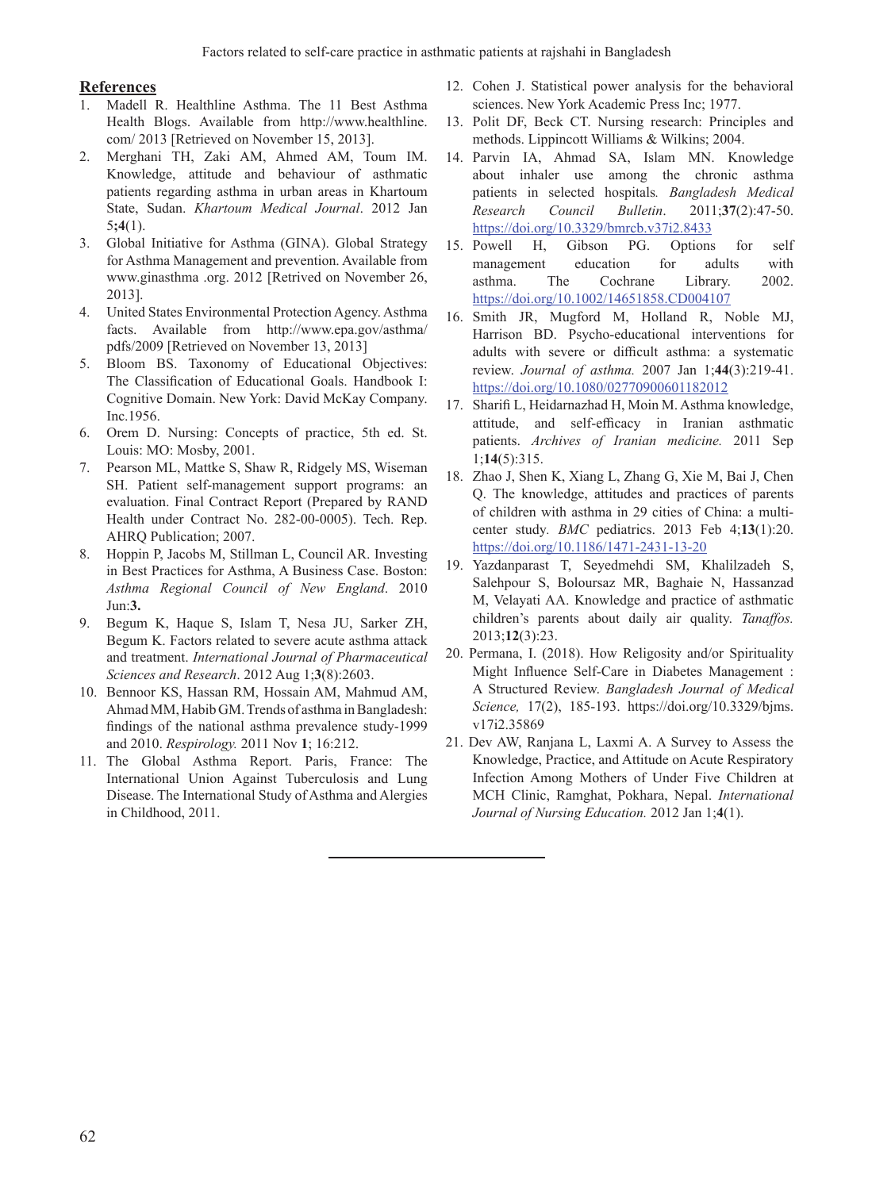## References

1. Madell R. Healthline Asthma. The 11 Best Asthma Health Blogs. Available from http://www.healthline.com/ 2013 [Retrieved on November 15, 2013].
2. Merghani TH, Zaki AM, Ahmed AM, Toum IM. Knowledge, attitude and behaviour of asthmatic patients regarding asthma in urban areas in Khartoum State, Sudan. *Khartoum Medical Journal*. 2012 Jan 5;**4**(1).
3. Global Initiative for Asthma (GINA). Global Strategy for Asthma Management and prevention. Available from www.ginasthma .org. 2012 [Retrived on November 26, 2013].
4. United States Environmental Protection Agency. Asthma facts. Available from http://www.epa.gov/asthma/pdfs/2009 [Retrieved on November 13, 2013]
5. Bloom BS. Taxonomy of Educational Objectives: The Classification of Educational Goals. Handbook I: Cognitive Domain. New York: David McKay Company. Inc.1956.
6. Orem D. Nursing: Concepts of practice, 5th ed. St. Louis: MO: Mosby, 2001.
7. Pearson ML, Mattke S, Shaw R, Ridgely MS, Wiseman SH. Patient self-management support programs: an evaluation. Final Contract Report (Prepared by RAND Health under Contract No. 282-00-0005). Tech. Rep. AHRQ Publication; 2007.
8. Hoppin P, Jacobs M, Stillman L, Council AR. Investing in Best Practices for Asthma, A Business Case. Boston: *Asthma Regional Council of New England*. 2010 Jun:**3.**
9. Begum K, Haque S, Islam T, Nesa JU, Sarker ZH, Begum K. Factors related to severe acute asthma attack and treatment. *International Journal of Pharmaceutical Sciences and Research*. 2012 Aug 1;**3**(8):2603.
10. Bennoor KS, Hassan RM, Hossain AM, Mahmud AM, Ahmad MM, Habib GM. Trends of asthma in Bangladesh: findings of the national asthma prevalence study-1999 and 2010. *Respirology.* 2011 Nov **1**; 16:212.
11. The Global Asthma Report. Paris, France: The International Union Against Tuberculosis and Lung Disease. The International Study of Asthma and Alergies in Childhood, 2011.
12. Cohen J. Statistical power analysis for the behavioral sciences. New York Academic Press Inc; 1977.
13. Polit DF, Beck CT. Nursing research: Principles and methods. Lippincott Williams & Wilkins; 2004.
14. Parvin IA, Ahmad SA, Islam MN. Knowledge about inhaler use among the chronic asthma patients in selected hospitals*. Bangladesh Medical Research Council Bulletin*. 2011;**37**(2):47-50. https://doi.org/10.3329/bmrcb.v37i2.8433
15. Powell H, Gibson PG. Options for self management education for adults with asthma. The Cochrane Library. 2002. https://doi.org/10.1002/14651858.CD004107
16. Smith JR, Mugford M, Holland R, Noble MJ, Harrison BD. Psycho-educational interventions for adults with severe or difficult asthma: a systematic review. *Journal of asthma.* 2007 Jan 1;**44**(3):219-41. https://doi.org/10.1080/02770900601182012
17. Sharifi L, Heidarnazhad H, Moin M. Asthma knowledge, attitude, and self-efficacy in Iranian asthmatic patients. *Archives of Iranian medicine.* 2011 Sep 1;**14**(5):315.
18. Zhao J, Shen K, Xiang L, Zhang G, Xie M, Bai J, Chen Q. The knowledge, attitudes and practices of parents of children with asthma in 29 cities of China: a multi-center study*. BMC* pediatrics. 2013 Feb 4;**13**(1):20. https://doi.org/10.1186/1471-2431-13-20
19. Yazdanparast T, Seyedmehdi SM, Khalilzadeh S, Salehpour S, Boloursaz MR, Baghaie N, Hassanzad M, Velayati AA. Knowledge and practice of asthmatic children's parents about daily air quality. *Tanaffos.* 2013;**12**(3):23.
20. Permana, I. (2018). How Religosity and/or Spirituality Might Influence Self-Care in Diabetes Management : A Structured Review. *Bangladesh Journal of Medical Science,* 17(2), 185-193. https://doi.org/10.3329/bjms.v17i2.35869
21. Dev AW, Ranjana L, Laxmi A. A Survey to Assess the Knowledge, Practice, and Attitude on Acute Respiratory Infection Among Mothers of Under Five Children at MCH Clinic, Ramghat, Pokhara, Nepal. *International Journal of Nursing Education.* 2012 Jan 1;**4**(1).